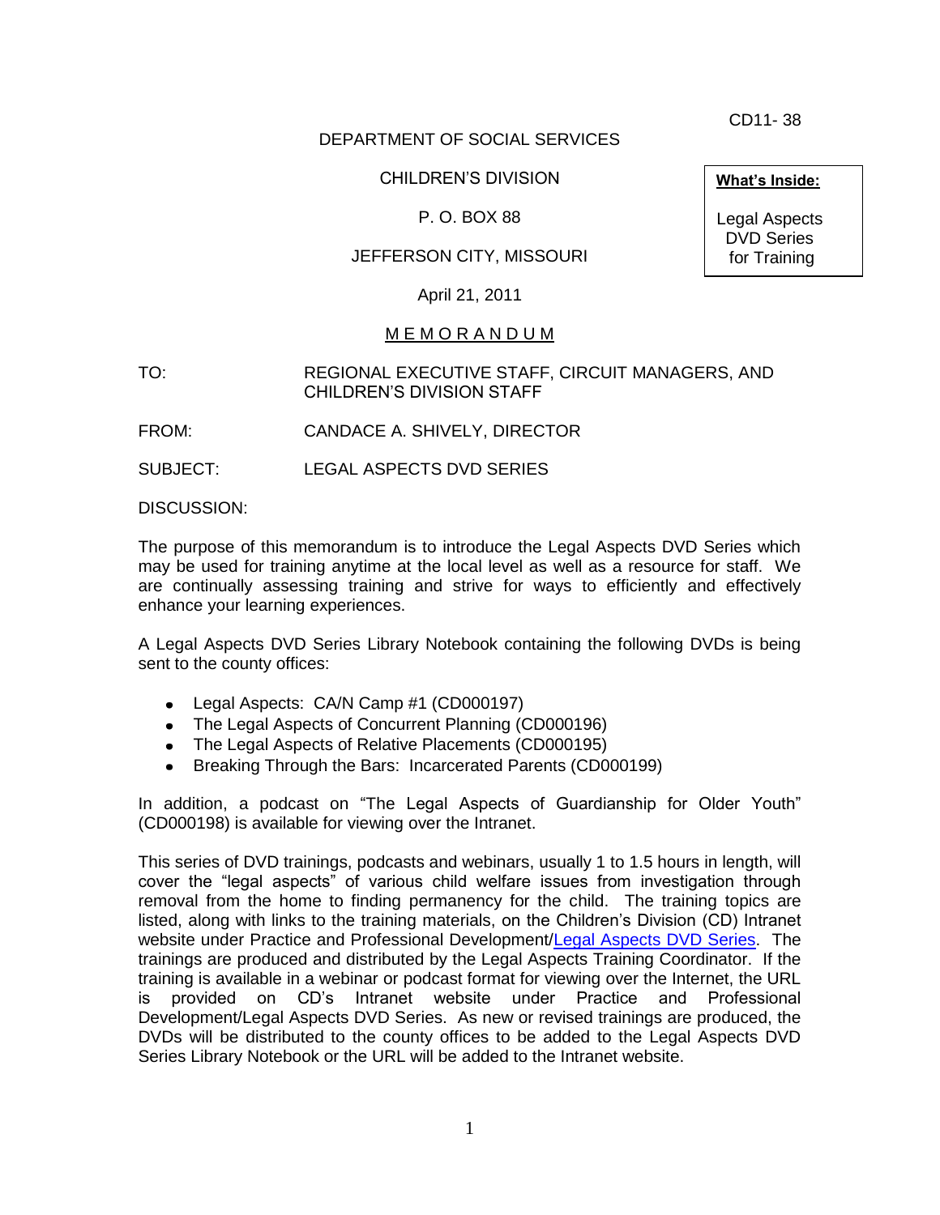CD11- 38

DEPARTMENT OF SOCIAL SERVICES

CHILDREN'S DIVISION

P. O. BOX 88

JEFFERSON CITY, MISSOURI

April 21, 2011

**What's Inside:**

Legal Aspects DVD Series for Training

M E M O R A N D U M

TO: REGIONAL EXECUTIVE STAFF, CIRCUIT MANAGERS, AND CHILDREN'S DIVISION STAFF

FROM: CANDACE A. SHIVELY, DIRECTOR

SUBJECT: LEGAL ASPECTS DVD SERIES

DISCUSSION:

The purpose of this memorandum is to introduce the Legal Aspects DVD Series which may be used for training anytime at the local level as well as a resource for staff. We are continually assessing training and strive for ways to efficiently and effectively enhance your learning experiences.

A Legal Aspects DVD Series Library Notebook containing the following DVDs is being sent to the county offices:

- Legal Aspects: CA/N Camp #1 (CD000197)
- The Legal Aspects of Concurrent Planning (CD000196)
- The Legal Aspects of Relative Placements (CD000195)
- Breaking Through the Bars: Incarcerated Parents (CD000199)

In addition, a podcast on "The Legal Aspects of Guardianship for Older Youth" (CD000198) is available for viewing over the Intranet.

This series of DVD trainings, podcasts and webinars, usually 1 to 1.5 hours in length, will cover the "legal aspects" of various child welfare issues from investigation through removal from the home to finding permanency for the child. The training topics are listed, along with links to the training materials, on the Children's Division (CD) Intranet website under Practice and Professional Development/Legal Aspects DVD Series. The trainings are produced and distributed by the Legal Aspects Training Coordinator. If the training is available in a webinar or podcast format for viewing over the Internet, the URL is provided on CD's Intranet website under Practice and Professional Development/Legal Aspects DVD Series. As new or revised trainings are produced, the DVDs will be distributed to the county offices to be added to the Legal Aspects DVD Series Library Notebook or the URL will be added to the Intranet website.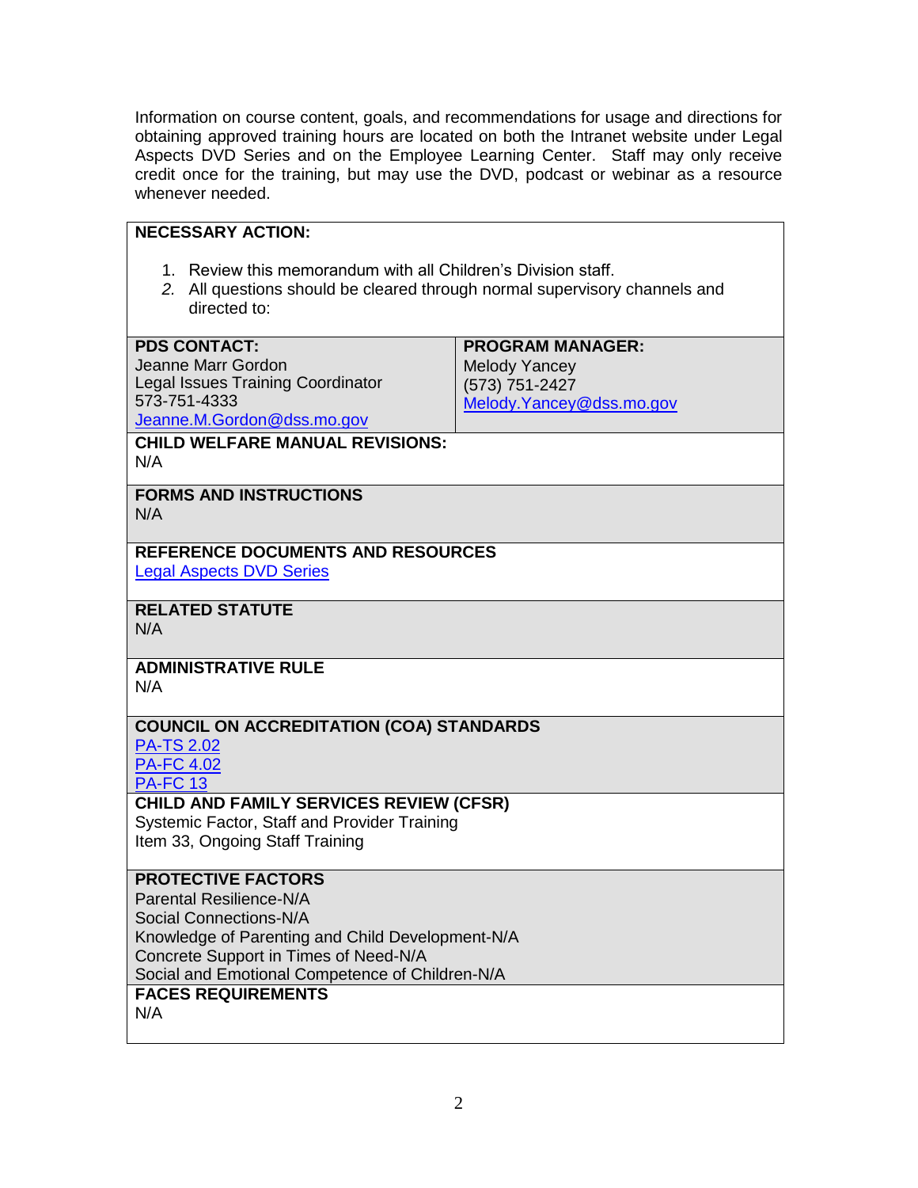Information on course content, goals, and recommendations for usage and directions for obtaining approved training hours are located on both the Intranet website under Legal Aspects DVD Series and on the Employee Learning Center. Staff may only receive credit once for the training, but may use the DVD, podcast or webinar as a resource whenever needed.

**NECESSARY ACTION:**

1. Review this memorandum with all Children's Division staff.
2. All questions should be cleared through normal supervisory channels and directed to:

| **PDS CONTACT:** | **PROGRAM MANAGER:** |
|---|---|
| Jeanne Marr Gordon<br>Legal Issues Training Coordinator<br>573-751-4333<br>Jeanne.M.Gordon@dss.mo.gov | Melody Yancey<br>(573) 751-2427<br>Melody.Yancey@dss.mo.gov |

**CHILD WELFARE MANUAL REVISIONS:**
N/A

**FORMS AND INSTRUCTIONS**
N/A

**REFERENCE DOCUMENTS AND RESOURCES**
Legal Aspects DVD Series

**RELATED STATUTE**
N/A

**ADMINISTRATIVE RULE**
N/A

**COUNCIL ON ACCREDITATION (COA) STANDARDS**
PA-TS 2.02
PA-FC 4.02
PA-FC 13

**CHILD AND FAMILY SERVICES REVIEW (CFSR)**
Systemic Factor, Staff and Provider Training
Item 33, Ongoing Staff Training

**PROTECTIVE FACTORS**
Parental Resilience-N/A
Social Connections-N/A
Knowledge of Parenting and Child Development-N/A
Concrete Support in Times of Need-N/A
Social and Emotional Competence of Children-N/A

**FACES REQUIREMENTS**
N/A